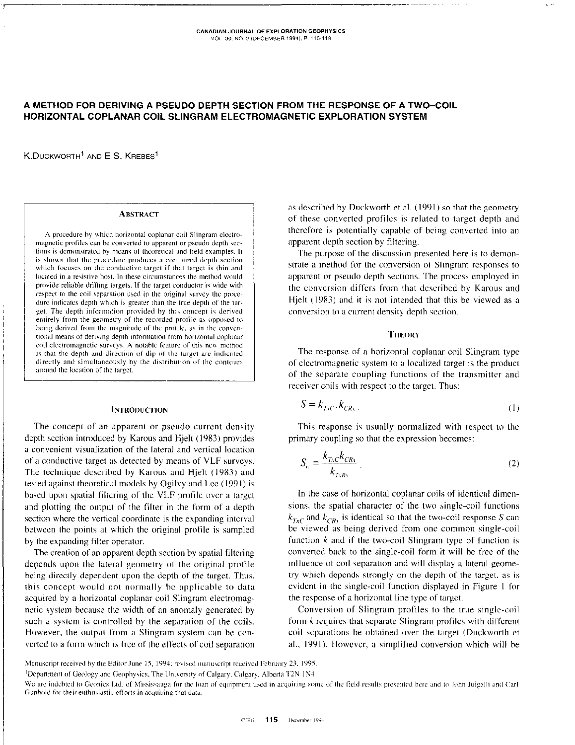# A METHOD FOR DERIVING A PSEUDO DEPTH SECTION FROM THE RESPONSE OF A TWO–COIL HORIZONTAL COPLANAR COIL SLINGRAM ELECTROMAGNETIC EXPLORATION SYSTEM

K. Duckworth[1] and E.S. Krebes[1]

## Abstract

A procedure by which horizontal coplanar coil Slingram electromagnetic profiles can be converted to apparent or pseudo depth sections is demonstrated by means of theoretical and field examples. It is shown that the procedure produces a contoured depth section which focuses on the conductive target if that target is thin and located in a resistive host. In these circumstances the method would provide reliable drilling targets. If the target conductor is wide with respect to the coil separation used in the original survey the procedure indicates depth which is greater than the true depth of the target. The depth information provided by this concept is derived entirely from the geometry of the recorded profile as opposed to being derived from the magnitude of the profile, as in the conventional means of deriving depth information from horizontal coplanar coil electromagnetic surveys. A notable feature of this new method is that the depth and direction of dip of the target are indicated directly and simultaneously by the distribution of the contours around the location of the target.

## Introduction

The concept of an apparent or pseudo current density depth section introduced by Karous and Hjelt (1983) provides a convenient visualization of the lateral and vertical location of a conductive target as detected by means of VLF surveys. The technique described by Karous and Hjelt (1983) and tested against theoretical models by Ogilvy and Lee (1991) is based upon spatial filtering of the VLF profile over a target and plotting the output of the filter in the form of a depth section where the vertical coordinate is the expanding interval between the points at which the original profile is sampled by the expanding filter operator.

The creation of an apparent depth section by spatial filtering depends upon the lateral geometry of the original profile being directly dependent upon the depth of the target. Thus, this concept would not normally be applicable to data acquired by a horizontal coplanar coil Slingram electromagnetic system because the width of an anomaly generated by such a system is controlled by the separation of the coils. However, the output from a Slingram system can be converted to a form which is free of the effects of coil separation as described by Duckworth et al. (1991) so that the geometry of these converted profiles is related to target depth and therefore is potentially capable of being converted into an apparent depth section by filtering.

The purpose of the discussion presented here is to demonstrate a method for the conversion of Slingram responses to apparent or pseudo depth sections. The process employed in the conversion differs from that described by Karous and Hjelt (1983) and it is not intended that this be viewed as a conversion to a current density depth section.

## Theory

The response of a horizontal coplanar coil Slingram type of electromagnetic system to a localized target is the product of the separate coupling functions of the transmitter and receiver coils with respect to the target. Thus:

$$S = k_{TxC} \cdot k_{CRx}. \tag{1}$$

This response is usually normalized with respect to the primary coupling so that the expression becomes:

$$S_n = \frac{k_{TxC} k_{CRx}}{k_{TxRx}}. \tag{2}$$

In the case of horizontal coplanar coils of identical dimensions, the spatial character of the two single-coil functions $k_{TxC}$ and $k_{CRx}$ is identical so that the two-coil response $S$ can be viewed as being derived from one common single-coil function $k$ and if the two-coil Slingram type of function is converted back to the single-coil form it will be free of the influence of coil separation and will display a lateral geometry which depends strongly on the depth of the target, as is evident in the single-coil function displayed in Figure 1 for the response of a horizontal line type of target.

Conversion of Slingram profiles to the true single-coil form $k$ requires that separate Slingram profiles with different coil separations be obtained over the target (Duckworth et al., 1991). However, a simplified conversion which will be

Manuscript received by the Editor June 15, 1994; revised manuscript received February 23, 1995.

[1]Department of Geology and Geophysics, The University of Calgary, Calgary, Alberta T2N 1N4

We are indebted to Geonics Ltd. of Mississauga for the loan of equipment used in acquiring some of the field results presented here and to John Juigalli and Carl Gunhold for their enthusiastic efforts in acquiring that data.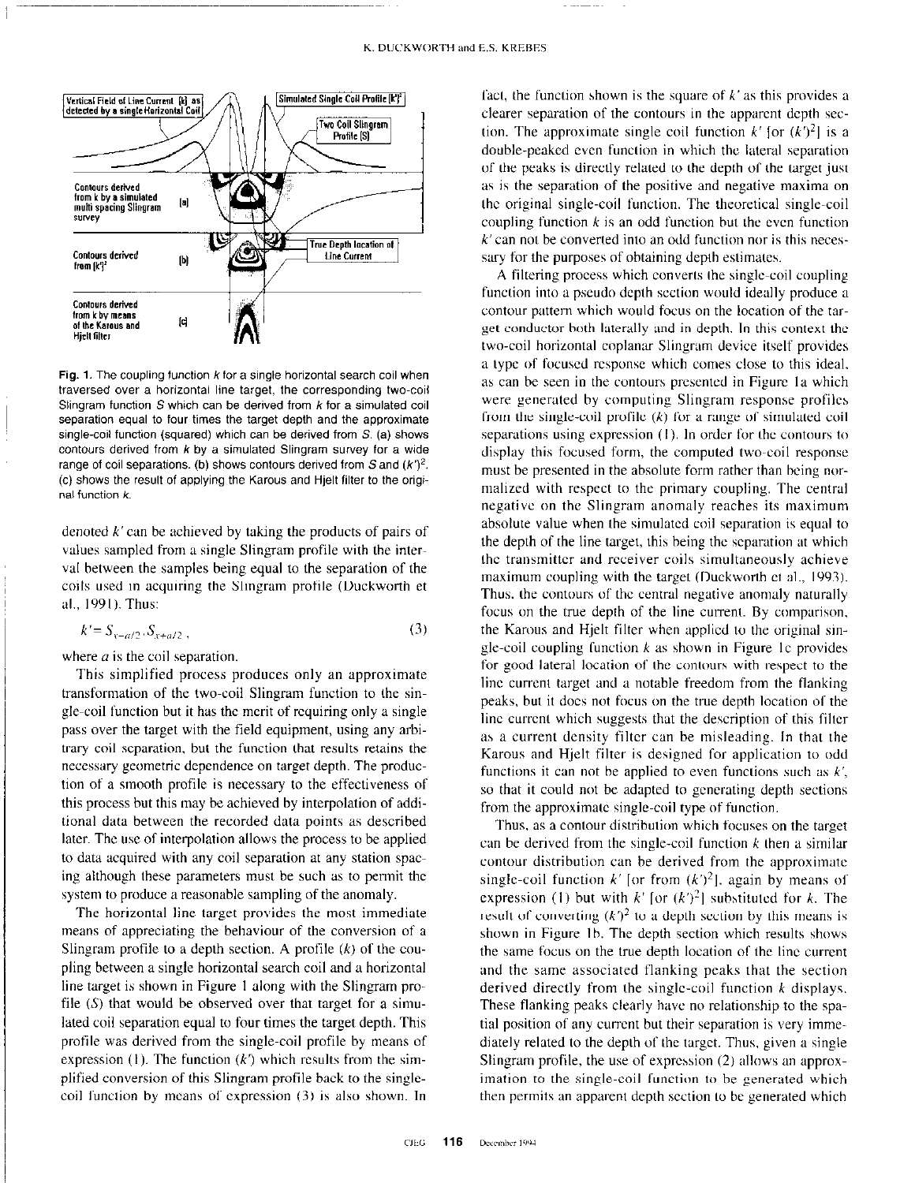Fig. 1. The coupling function $k$ for a single horizontal search coil when traversed over a horizontal line target, the corresponding two-coil Slingram function $S$ which can be derived from $k$ for a simulated coil separation equal to four times the target depth and the approximate single-coil function (squared) which can be derived from $S$. (a) shows contours derived from $k$ by a simulated Slingram survey for a wide range of coil separations. (b) shows contours derived from $S$ and $(k')^2$. (c) shows the result of applying the Karous and Hjelt filter to the original function $k$.

denoted $k'$ can be achieved by taking the products of pairs of values sampled from a single Slingram profile with the interval between the samples being equal to the separation of the coils used in acquiring the Slingram profile (Duckworth et al., 1991). Thus:

$$k' = S_{x-a/2} \cdot S_{x+a/2} \ , \tag{3}$$

where $a$ is the coil separation.

This simplified process produces only an approximate transformation of the two-coil Slingram function to the single-coil function but it has the merit of requiring only a single pass over the target with the field equipment, using any arbitrary coil separation, but the function that results retains the necessary geometric dependence on target depth. The production of a smooth profile is necessary to the effectiveness of this process but this may be achieved by interpolation of additional data between the recorded data points as described later. The use of interpolation allows the process to be applied to data acquired with any coil separation at any station spacing although these parameters must be such as to permit the system to produce a reasonable sampling of the anomaly.

The horizontal line target provides the most immediate means of appreciating the behaviour of the conversion of a Slingram profile to a depth section. A profile ($k$) of the coupling between a single horizontal search coil and a horizontal line target is shown in Figure 1 along with the Slingram profile ($S$) that would be observed over that target for a simulated coil separation equal to four times the target depth. This profile was derived from the single-coil profile by means of expression (1). The function ($k'$) which results from the simplified conversion of this Slingram profile back to the single-coil function by means of expression (3) is also shown. In fact, the function shown is the square of $k'$ as this provides a clearer separation of the contours in the apparent depth section. The approximate single coil function $k'$ [or $(k')^2$] is a double-peaked even function in which the lateral separation of the peaks is directly related to the depth of the target just as is the separation of the positive and negative maxima on the original single-coil function. The theoretical single-coil coupling function $k$ is an odd function but the even function $k'$ can not be converted into an odd function nor is this necessary for the purposes of obtaining depth estimates.

A filtering process which converts the single-coil coupling function into a pseudo depth section would ideally produce a contour pattern which would focus on the location of the target conductor both laterally and in depth. In this context the two-coil horizontal coplanar Slingram device itself provides a type of focused response which comes close to this ideal, as can be seen in the contours presented in Figure 1a which were generated by computing Slingram response profiles from the single-coil profile ($k$) for a range of simulated coil separations using expression (1). In order for the contours to display this focused form, the computed two-coil response must be presented in the absolute form rather than being normalized with respect to the primary coupling. The central negative on the Slingram anomaly reaches its maximum absolute value when the simulated coil separation is equal to the depth of the line target, this being the separation at which the transmitter and receiver coils simultaneously achieve maximum coupling with the target (Duckworth et al., 1993). Thus, the contours of the central negative anomaly naturally focus on the true depth of the line current. By comparison, the Karous and Hjelt filter when applied to the original single-coil coupling function $k$ as shown in Figure 1c provides for good lateral location of the contours with respect to the line current target and a notable freedom from the flanking peaks, but it does not focus on the true depth location of the line current which suggests that the description of this filter as a current density filter can be misleading. In that the Karous and Hjelt filter is designed for application to odd functions it can not be applied to even functions such as $k'$, so that it could not be adapted to generating depth sections from the approximate single-coil type of function.

Thus, as a contour distribution which focuses on the target can be derived from the single-coil function $k$ then a similar contour distribution can be derived from the approximate single-coil function $k'$ [or from $(k')^2$], again by means of expression (1) but with $k'$ [or $(k')^2$] substituted for $k$. The result of converting $(k')^2$ to a depth section by this means is shown in Figure 1b. The depth section which results shows the same focus on the true depth location of the line current and the same associated flanking peaks that the section derived directly from the single-coil function $k$ displays. These flanking peaks clearly have no relationship to the spatial position of any current but their separation is very immediately related to the depth of the target. Thus, given a single Slingram profile, the use of expression (2) allows an approximation to the single-coil function to be generated which then permits an apparent depth section to be generated which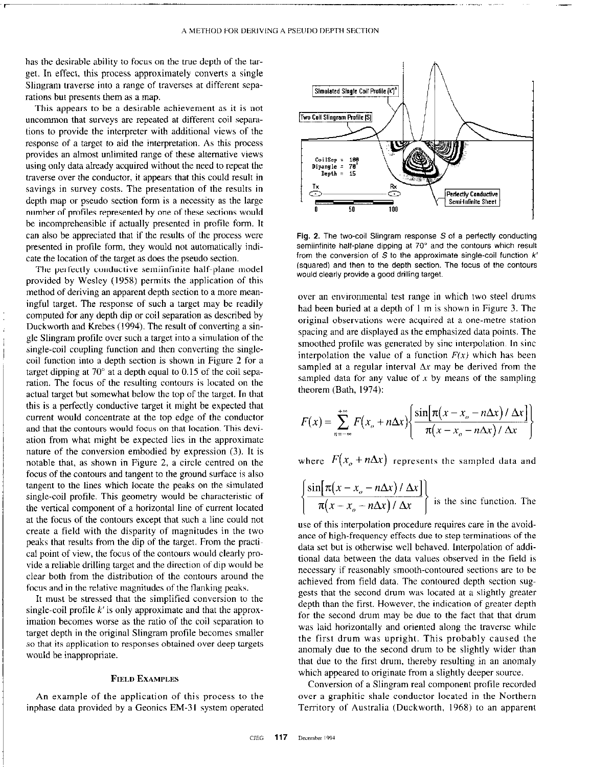has the desirable ability to focus on the true depth of the target. In effect, this process approximately converts a single Slingram traverse into a range of traverses at different separations but presents them as a map.

This appears to be a desirable achievement as it is not uncommon that surveys are repeated at different coil separations to provide the interpreter with additional views of the response of a target to aid the interpretation. As this process provides an almost unlimited range of these alternative views using only data already acquired without the need to repeat the traverse over the conductor, it appears that this could result in savings in survey costs. The presentation of the results in depth map or pseudo section form is a necessity as the large number of profiles represented by one of these sections would be incomprehensible if actually presented in profile form. It can also be appreciated that if the results of the process were presented in profile form, they would not automatically indicate the location of the target as does the pseudo section.

The perfectly conductive semiinfinite half-plane model provided by Wesley (1958) permits the application of this method of deriving an apparent depth section to a more meaningful target. The response of such a target may be readily computed for any depth dip or coil separation as described by Duckworth and Krebes (1994). The result of converting a single Slingram profile over such a target into a simulation of the single-coil coupling function and then converting the single-coil function into a depth section is shown in Figure 2 for a target dipping at 70° at a depth equal to 0.15 of the coil separation. The focus of the resulting contours is located on the actual target but somewhat below the top of the target. In that this is a perfectly conductive target it might be expected that current would concentrate at the top edge of the conductor and that the contours would focus on that location. This deviation from what might be expected lies in the approximate nature of the conversion embodied by expression (3). It is notable that, as shown in Figure 2, a circle centred on the focus of the contours and tangent to the ground surface is also tangent to the lines which locate the peaks on the simulated single-coil profile. This geometry would be characteristic of the vertical component of a horizontal line of current located at the focus of the contours except that such a line could not create a field with the disparity of magnitudes in the two peaks that results from the dip of the target. From the practical point of view, the focus of the contours would clearly provide a reliable drilling target and the direction of dip would be clear both from the distribution of the contours around the focus and in the relative magnitudes of the flanking peaks.

It must be stressed that the simplified conversion to the single-coil profile $k'$ is only approximate and that the approximation becomes worse as the ratio of the coil separation to target depth in the original Slingram profile becomes smaller so that its application to responses obtained over deep targets would be inappropriate.

## Field Examples

An example of the application of this process to the inphase data provided by a Geonics EM-31 system operated

Simulated Single Coil Profile $(k')^2$

Two Coil Slingram Profile (S)

CoilSep = 100
Dipangle = 70°
Depth = 15

Tx Rx

Perfectly Conductive Semi-Infinite Sheet

0 50 100

**Fig. 2.** The two-coil Slingram response $S$ of a perfectly conducting semiinfinite half-plane dipping at 70° and the contours which result from the conversion of $S$ to the approximate single-coil function $k'$ (squared) and then to the depth section. The focus of the contours would clearly provide a good drilling target.

over an environmental test range in which two steel drums had been buried at a depth of 1 m is shown in Figure 3. The original observations were acquired at a one-metre station spacing and are displayed as the emphasized data points. The smoothed profile was generated by sinc interpolation. In sinc interpolation the value of a function $F(x)$ which has been sampled at a regular interval $\Delta x$ may be derived from the sampled data for any value of $x$ by means of the sampling theorem (Bath, 1974):

$$F(x) = \sum_{n=-\infty}^{+\infty} F(x_o + n\Delta x) \left\{ \frac{\sin[\pi(x - x_o - n\Delta x)/\Delta x]}{\pi(x - x_o - n\Delta x)/\Delta x} \right\}$$

where $F(x_o + n\Delta x)$ represents the sampled data and

$\left\{ \frac{\sin[\pi(x - x_o - n\Delta x)/\Delta x]}{\pi(x - x_o - n\Delta x)/\Delta x} \right\}$ is the sinc function. The

use of this interpolation procedure requires care in the avoidance of high-frequency effects due to step terminations of the data set but is otherwise well behaved. Interpolation of additional data between the data values observed in the field is necessary if reasonably smooth-contoured sections are to be achieved from field data. The contoured depth section suggests that the second drum was located at a slightly greater depth than the first. However, the indication of greater depth for the second drum may be due to the fact that that drum was laid horizontally and oriented along the traverse while the first drum was upright. This probably caused the anomaly due to the second drum to be slightly wider than that due to the first drum, thereby resulting in an anomaly which appeared to originate from a slightly deeper source.

Conversion of a Slingram real component profile recorded over a graphitic shale conductor located in the Northern Territory of Australia (Duckworth, 1968) to an apparent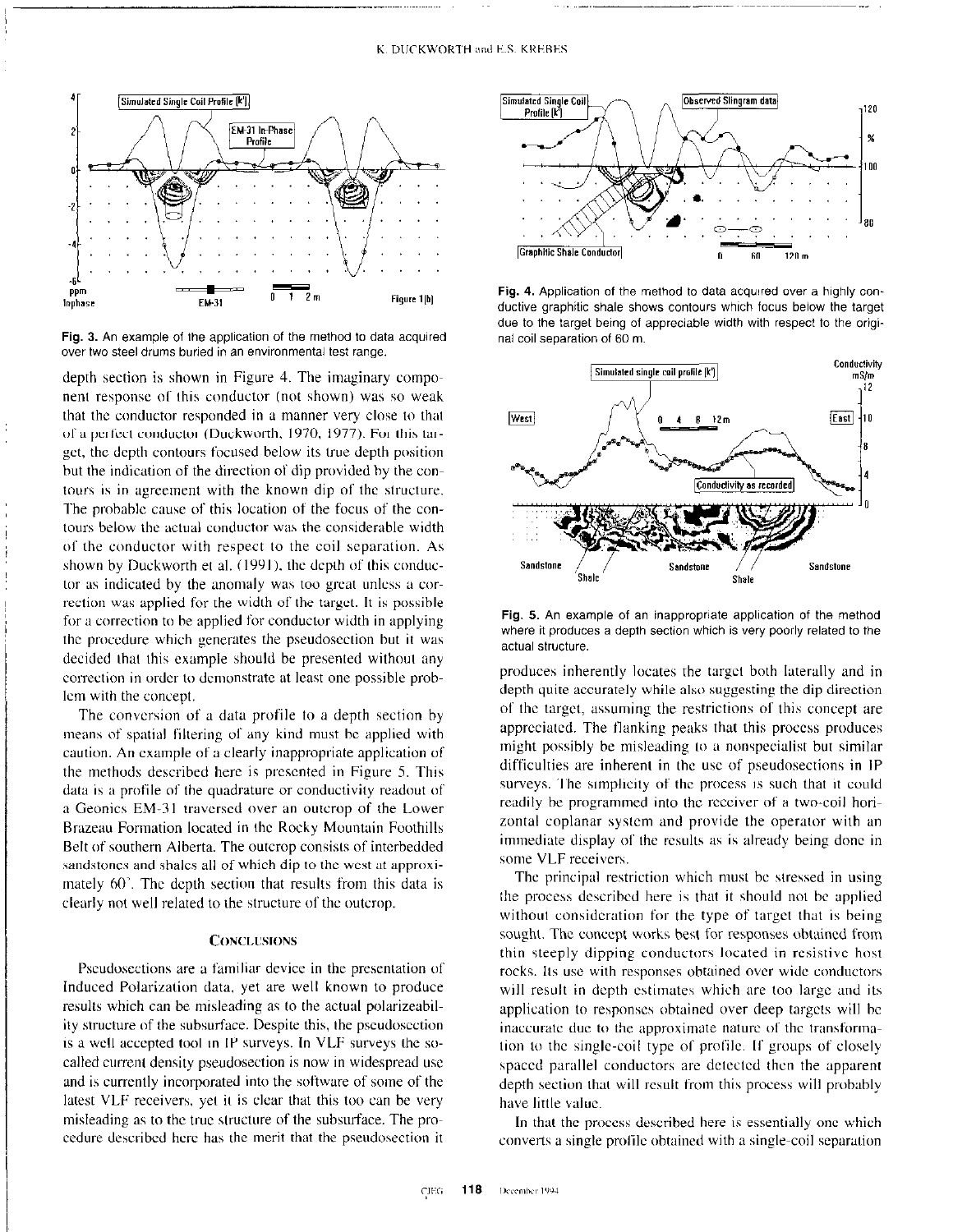Fig. 3. An example of the application of the method to data acquired over two steel drums buried in an environmental test range.

Fig. 4. Application of the method to data acquired over a highly conductive graphitic shale shows contours which focus below the target due to the target being of appreciable width with respect to the original coil separation of 60 m.

Fig. 5. An example of an inappropriate application of the method where it produces a depth section which is very poorly related to the actual structure.

depth section is shown in Figure 4. The imaginary component response of this conductor (not shown) was so weak that the conductor responded in a manner very close to that of a perfect conductor (Duckworth, 1970, 1977). For this target, the depth contours focused below its true depth position but the indication of the direction of dip provided by the contours is in agreement with the known dip of the structure. The probable cause of this location of the focus of the contours below the actual conductor was the considerable width of the conductor with respect to the coil separation. As shown by Duckworth et al. (1991), the depth of this conductor as indicated by the anomaly was too great unless a correction was applied for the width of the target. It is possible for a correction to be applied for conductor width in applying the procedure which generates the pseudosection but it was decided that this example should be presented without any correction in order to demonstrate at least one possible problem with the concept.

The conversion of a data profile to a depth section by means of spatial filtering of any kind must be applied with caution. An example of a clearly inappropriate application of the methods described here is presented in Figure 5. This data is a profile of the quadrature or conductivity readout of a Geonics EM-31 traversed over an outcrop of the Lower Brazeau Formation located in the Rocky Mountain Foothills Belt of southern Alberta. The outcrop consists of interbedded sandstones and shales all of which dip to the west at approximately 60°. The depth section that results from this data is clearly not well related to the structure of the outcrop.

## Conclusions

Pseudosections are a familiar device in the presentation of Induced Polarization data, yet are well known to produce results which can be misleading as to the actual polarizeability structure of the subsurface. Despite this, the pseudosection is a well accepted tool in IP surveys. In VLF surveys the so-called current density pseudosection is now in widespread use and is currently incorporated into the software of some of the latest VLF receivers, yet it is clear that this too can be very misleading as to the true structure of the subsurface. The procedure described here has the merit that the pseudosection it produces inherently locates the target both laterally and in depth quite accurately while also suggesting the dip direction of the target, assuming the restrictions of this concept are appreciated. The flanking peaks that this process produces might possibly be misleading to a nonspecialist but similar difficulties are inherent in the use of pseudosections in IP surveys. The simplicity of the process is such that it could readily be programmed into the receiver of a two-coil horizontal coplanar system and provide the operator with an immediate display of the results as is already being done in some VLF receivers.

The principal restriction which must be stressed in using the process described here is that it should not be applied without consideration for the type of target that is being sought. The concept works best for responses obtained from thin steeply dipping conductors located in resistive host rocks. Its use with responses obtained over wide conductors will result in depth estimates which are too large and its application to responses obtained over deep targets will be inaccurate due to the approximate nature of the transformation to the single-coil type of profile. If groups of closely spaced parallel conductors are detected then the apparent depth section that will result from this process will probably have little value.

In that the process described here is essentially one which converts a single profile obtained with a single-coil separation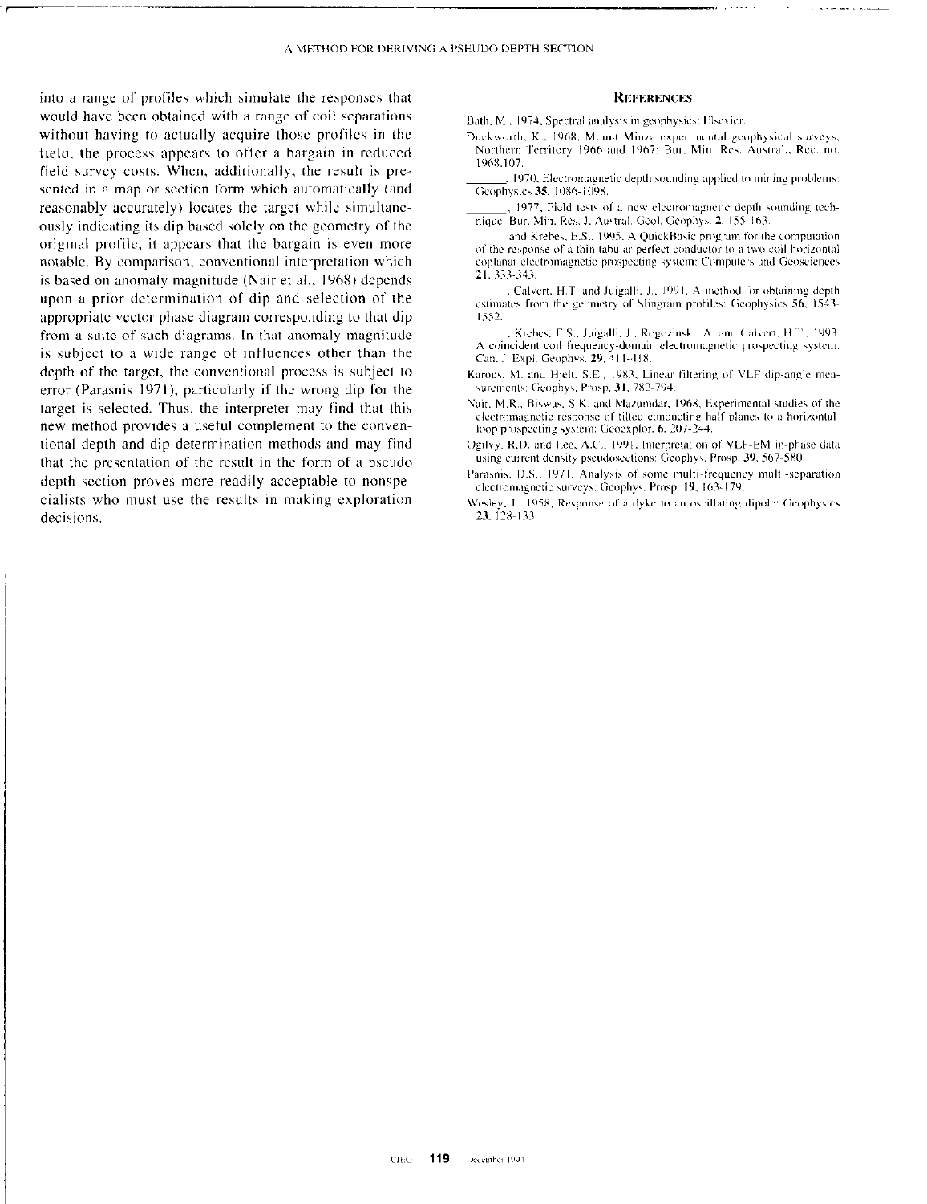into a range of profiles which simulate the responses that would have been obtained with a range of coil separations without having to actually acquire those profiles in the field, the process appears to offer a bargain in reduced field survey costs. When, additionally, the result is presented in a map or section form which automatically (and reasonably accurately) locates the target while simultaneously indicating its dip based solely on the geometry of the original profile, it appears that the bargain is even more notable. By comparison, conventional interpretation which is based on anomaly magnitude (Nair et al., 1968) depends upon a prior determination of dip and selection of the appropriate vector phase diagram corresponding to that dip from a suite of such diagrams. In that anomaly magnitude is subject to a wide range of influences other than the depth of the target, the conventional process is subject to error (Parasnis 1971), particularly if the wrong dip for the target is selected. Thus, the interpreter may find that this new method provides a useful complement to the conventional depth and dip determination methods and may find that the presentation of the result in the form of a pseudo depth section proves more readily acceptable to nonspecialists who must use the results in making exploration decisions.

## References

Bath, M., 1974, Spectral analysis in geophysics: Elsevier.

Duckworth, K., 1968, Mount Minza experimental geophysical surveys, Northern Territory 1966 and 1967: Bur. Min. Res. Austral., Rec. no. 1968.107.

______, 1970, Electromagnetic depth sounding applied to mining problems: Geophysics **35**, 1086-1098.

______, 1977, Field tests of a new electromagnetic depth sounding technique: Bur. Min. Res. J. Austral. Geol. Geophys. **2**, 155-163.

______ and Krebes, E.S., 1995, A QuickBasic program for the computation of the response of a thin tabular perfect conductor to a two coil horizontal coplanar electromagnetic prospecting system: Computers and Geosciences **21**, 333-343.

______, Calvert, H.T. and Juigalli, J., 1991, A method for obtaining depth estimates from the geometry of Slingram profiles: Geophysics **56**, 1543-1552.

______, Krebes, E.S., Juigalli, J., Rogozinski, A. and Calvert, H.T., 1993, A coincident coil frequency-domain electromagnetic prospecting system: Can. J. Expl. Geophys. **29**, 411-418.

Karous, M. and Hjelt, S.E., 1983, Linear filtering of VLF dip-angle measurements: Geophys. Prosp. **31**, 782-794.

Nair, M.R., Biswas, S.K. and Mazumdar, 1968, Experimental studies of the electromagnetic response of tilted conducting half-planes to a horizontal-loop prospecting system: Geoexplor. **6**, 207-244.

Ogilvy, R.D. and Lee, A.C., 1991, Interpretation of VLF-EM in-phase data using current density pseudosections: Geophys. Prosp. **39**, 567-580.

Parasnis, D.S., 1971, Analysis of some multi-frequency multi-separation electromagnetic surveys: Geophys. Prosp. **19**, 163-179.

Wesley, J., 1958, Response of a dyke to an oscillating dipole: Geophysics **23**, 128-133.